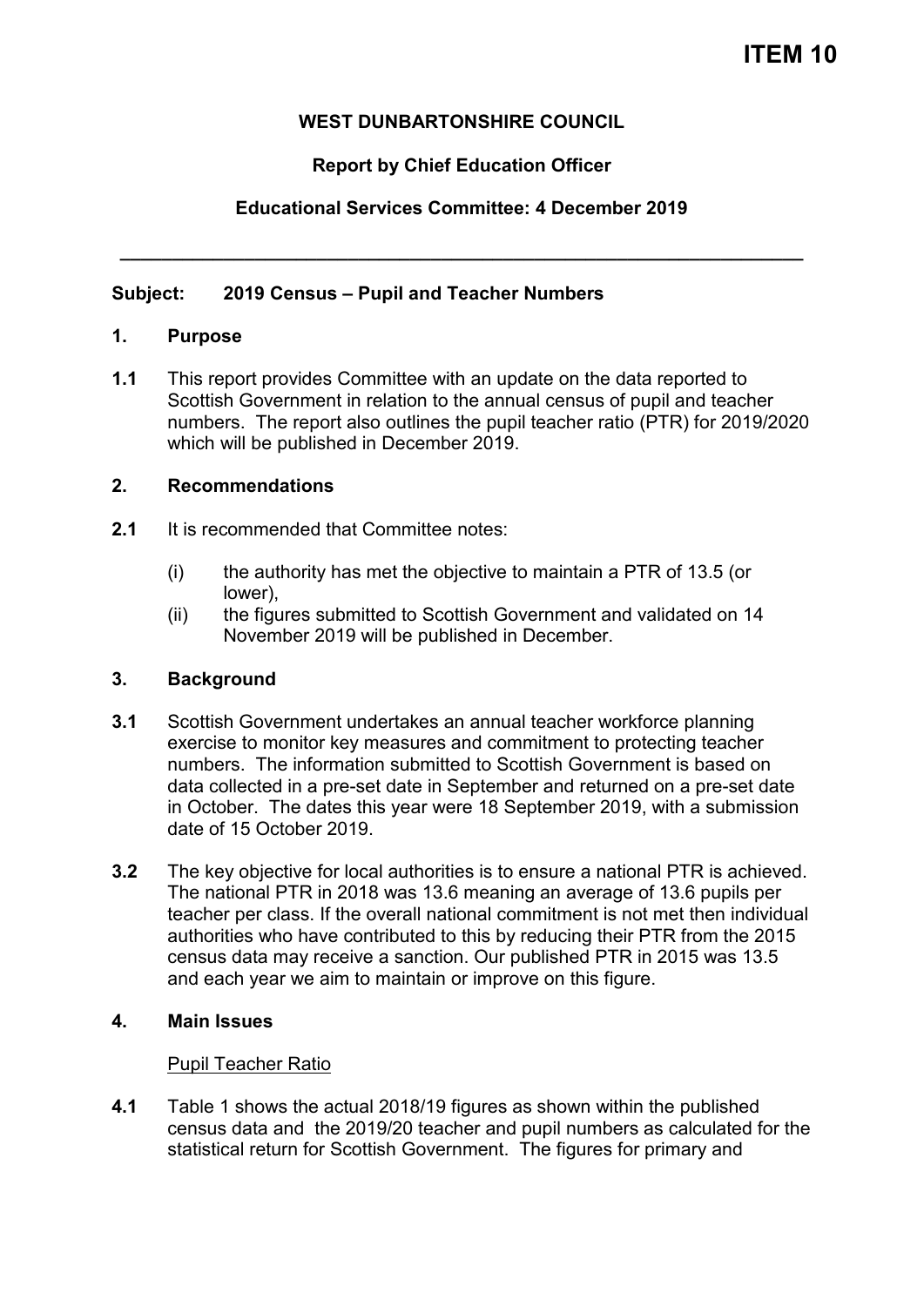**ITEM 10**

**WEST DUNBARTONSHIRE COUNCIL**

**Report by Chief Education Officer**

**Educational Services Committee: 4 December 2019**

---

**Subject: 2019 Census – Pupil and Teacher Numbers**

## 1. Purpose

**1.1** This report provides Committee with an update on the data reported to Scottish Government in relation to the annual census of pupil and teacher numbers. The report also outlines the pupil teacher ratio (PTR) for 2019/2020 which will be published in December 2019.

## 2. Recommendations

**2.1** It is recommended that Committee notes:

(i) the authority has met the objective to maintain a PTR of 13.5 (or lower),

(ii) the figures submitted to Scottish Government and validated on 14 November 2019 will be published in December.

## 3. Background

**3.1** Scottish Government undertakes an annual teacher workforce planning exercise to monitor key measures and commitment to protecting teacher numbers. The information submitted to Scottish Government is based on data collected in a pre-set date in September and returned on a pre-set date in October. The dates this year were 18 September 2019, with a submission date of 15 October 2019.

**3.2** The key objective for local authorities is to ensure a national PTR is achieved. The national PTR in 2018 was 13.6 meaning an average of 13.6 pupils per teacher per class. If the overall national commitment is not met then individual authorities who have contributed to this by reducing their PTR from the 2015 census data may receive a sanction. Our published PTR in 2015 was 13.5 and each year we aim to maintain or improve on this figure.

## 4. Main Issues

Pupil Teacher Ratio

**4.1** Table 1 shows the actual 2018/19 figures as shown within the published census data and the 2019/20 teacher and pupil numbers as calculated for the statistical return for Scottish Government. The figures for primary and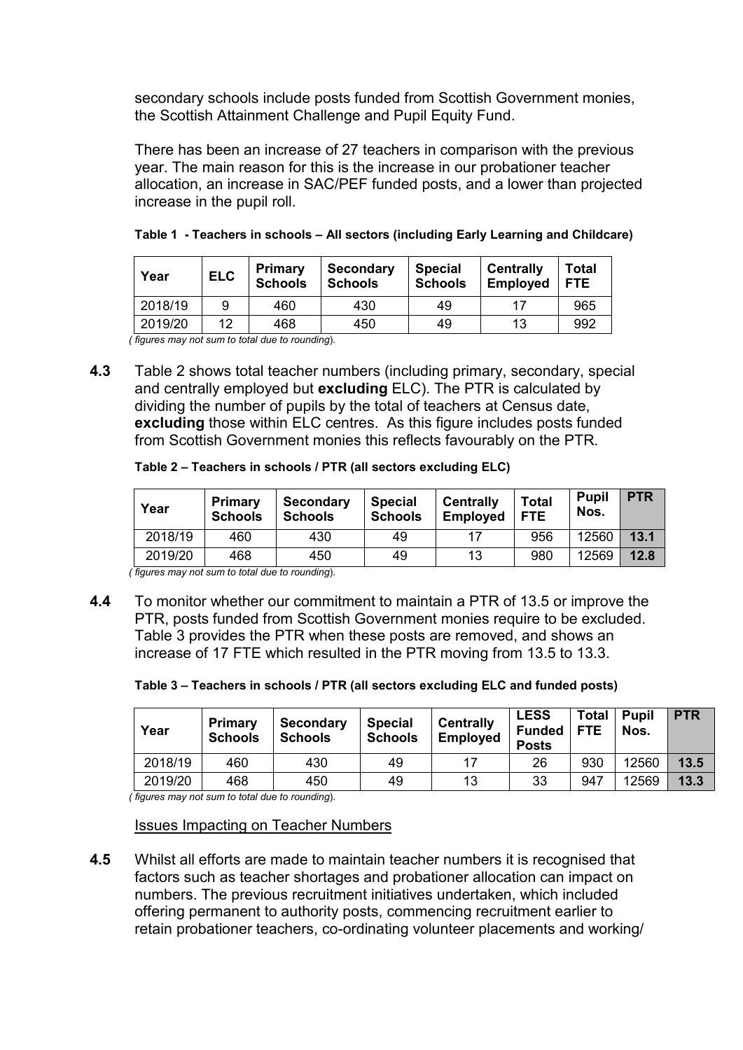secondary schools include posts funded from Scottish Government monies, the Scottish Attainment Challenge and Pupil Equity Fund.

There has been an increase of 27 teachers in comparison with the previous year. The main reason for this is the increase in our probationer teacher allocation, an increase in SAC/PEF funded posts, and a lower than projected increase in the pupil roll.

**Table 1 - Teachers in schools – All sectors (including Early Learning and Childcare)**

| Year | ELC | Primary Schools | Secondary Schools | Special Schools | Centrally Employed | Total FTE |
|---|---|---|---|---|---|---|
| 2018/19 | 9 | 460 | 430 | 49 | 17 | 965 |
| 2019/20 | 12 | 468 | 450 | 49 | 13 | 992 |

*( figures may not sum to total due to rounding).*

**4.3** Table 2 shows total teacher numbers (including primary, secondary, special and centrally employed but **excluding** ELC). The PTR is calculated by dividing the number of pupils by the total of teachers at Census date, **excluding** those within ELC centres. As this figure includes posts funded from Scottish Government monies this reflects favourably on the PTR.

**Table 2 – Teachers in schools / PTR (all sectors excluding ELC)**

| Year | Primary Schools | Secondary Schools | Special Schools | Centrally Employed | Total FTE | Pupil Nos. | PTR |
|---|---|---|---|---|---|---|---|
| 2018/19 | 460 | 430 | 49 | 17 | 956 | 12560 | **13.1** |
| 2019/20 | 468 | 450 | 49 | 13 | 980 | 12569 | **12.8** |

*( figures may not sum to total due to rounding).*

**4.4** To monitor whether our commitment to maintain a PTR of 13.5 or improve the PTR, posts funded from Scottish Government monies require to be excluded. Table 3 provides the PTR when these posts are removed, and shows an increase of 17 FTE which resulted in the PTR moving from 13.5 to 13.3.

**Table 3 – Teachers in schools / PTR (all sectors excluding ELC and funded posts)**

| Year | Primary Schools | Secondary Schools | Special Schools | Centrally Employed | LESS Funded Posts | Total FTE | Pupil Nos. | PTR |
|---|---|---|---|---|---|---|---|---|
| 2018/19 | 460 | 430 | 49 | 17 | 26 | 930 | 12560 | **13.5** |
| 2019/20 | 468 | 450 | 49 | 13 | 33 | 947 | 12569 | **13.3** |

*( figures may not sum to total due to rounding).*

Issues Impacting on Teacher Numbers

**4.5** Whilst all efforts are made to maintain teacher numbers it is recognised that factors such as teacher shortages and probationer allocation can impact on numbers. The previous recruitment initiatives undertaken, which included offering permanent to authority posts, commencing recruitment earlier to retain probationer teachers, co-ordinating volunteer placements and working/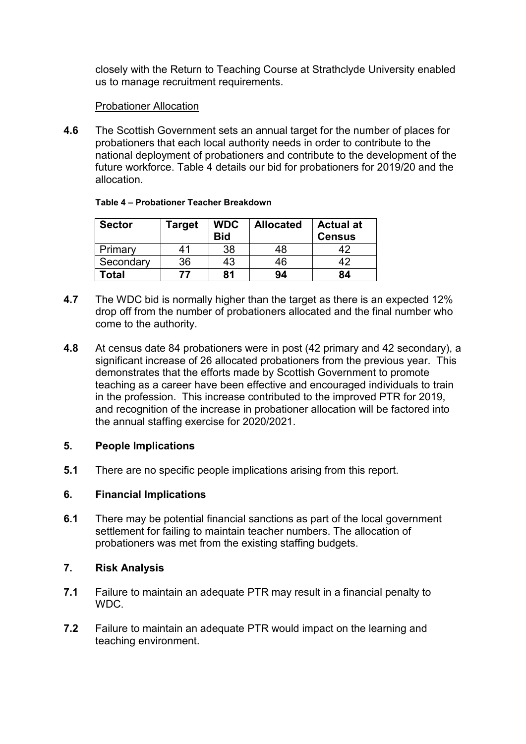closely with the Return to Teaching Course at Strathclyde University enabled us to manage recruitment requirements.

<u>Probationer Allocation</u>

**4.6** The Scottish Government sets an annual target for the number of places for probationers that each local authority needs in order to contribute to the national deployment of probationers and contribute to the development of the future workforce. Table 4 details our bid for probationers for 2019/20 and the allocation.

**Table 4 – Probationer Teacher Breakdown**

| Sector | Target | WDC Bid | Allocated | Actual at Census |
|---|---|---|---|---|
| Primary | 41 | 38 | 48 | 42 |
| Secondary | 36 | 43 | 46 | 42 |
| **Total** | **77** | **81** | **94** | **84** |

**4.7** The WDC bid is normally higher than the target as there is an expected 12% drop off from the number of probationers allocated and the final number who come to the authority.

**4.8** At census date 84 probationers were in post (42 primary and 42 secondary), a significant increase of 26 allocated probationers from the previous year. This demonstrates that the efforts made by Scottish Government to promote teaching as a career have been effective and encouraged individuals to train in the profession. This increase contributed to the improved PTR for 2019, and recognition of the increase in probationer allocation will be factored into the annual staffing exercise for 2020/2021.

## 5. People Implications

**5.1** There are no specific people implications arising from this report.

## 6. Financial Implications

**6.1** There may be potential financial sanctions as part of the local government settlement for failing to maintain teacher numbers. The allocation of probationers was met from the existing staffing budgets.

## 7. Risk Analysis

**7.1** Failure to maintain an adequate PTR may result in a financial penalty to WDC.

**7.2** Failure to maintain an adequate PTR would impact on the learning and teaching environment.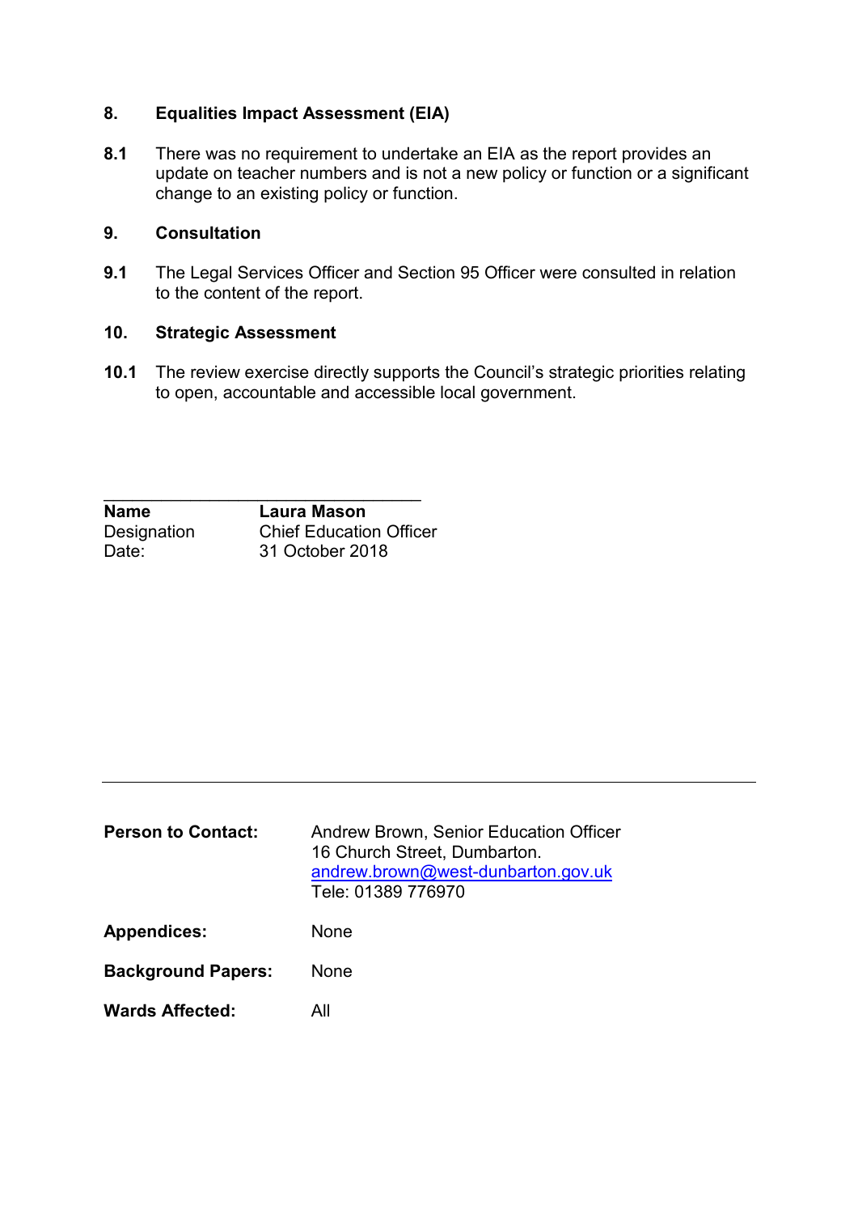## 8. Equalities Impact Assessment (EIA)

**8.1** There was no requirement to undertake an EIA as the report provides an update on teacher numbers and is not a new policy or function or a significant change to an existing policy or function.

## 9. Consultation

**9.1** The Legal Services Officer and Section 95 Officer were consulted in relation to the content of the report.

## 10. Strategic Assessment

**10.1** The review exercise directly supports the Council's strategic priorities relating to open, accountable and accessible local government.

___________________________________

| | |
|---|---|
| **Name** | **Laura Mason** |
| Designation | Chief Education Officer |
| Date: | 31 October 2018 |

---

| | |
|---|---|
| **Person to Contact:** | Andrew Brown, Senior Education Officer<br>16 Church Street, Dumbarton.<br>andrew.brown@west-dunbarton.gov.uk<br>Tele: 01389 776970 |
| **Appendices:** | None |
| **Background Papers:** | None |
| **Wards Affected:** | All |